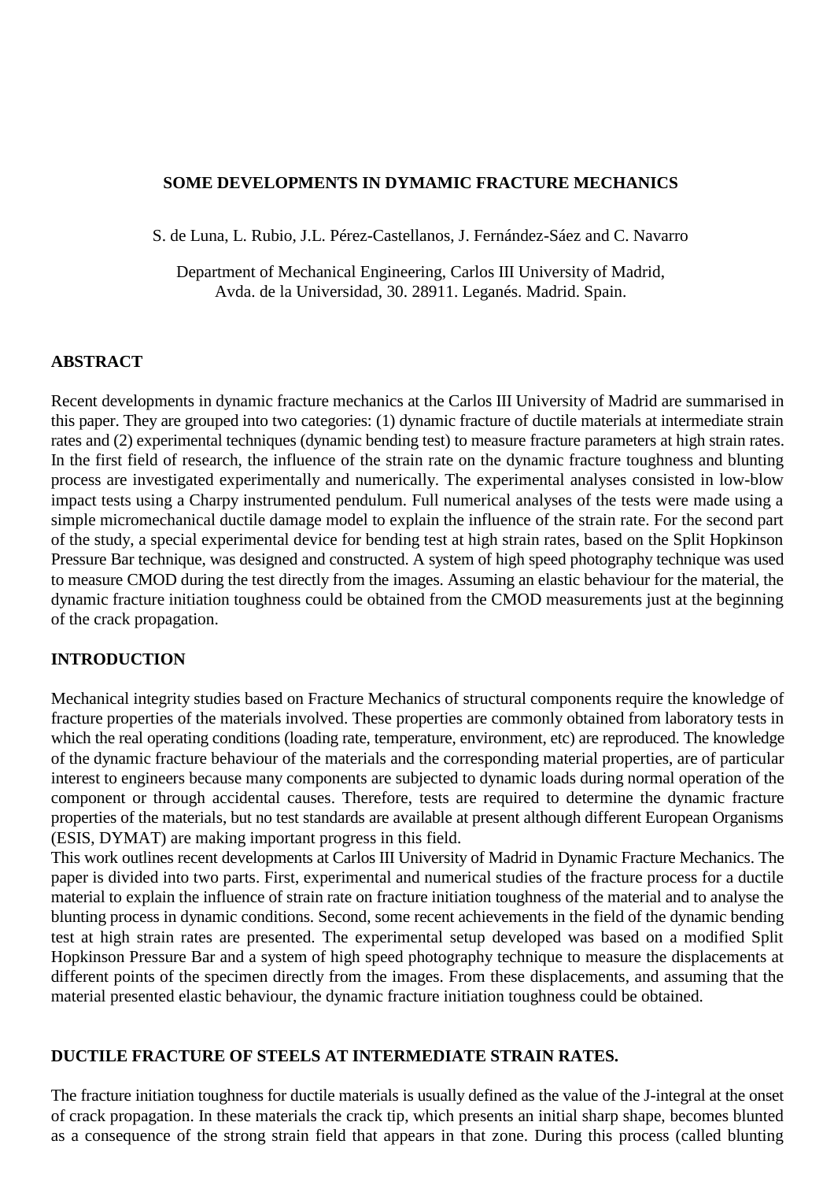# SOME DEVELOPMENTS IN DYMAMIC FRACTURE MECHANICS

S. de Luna, L. Rubio, J.L. Pérez-Castellanos, J. Fernández-Sáez and C. Navarro

Department of Mechanical Engineering, Carlos III University of Madrid,
Avda. de la Universidad, 30. 28911. Leganés. Madrid. Spain.

## ABSTRACT

Recent developments in dynamic fracture mechanics at the Carlos III University of Madrid are summarised in this paper. They are grouped into two categories: (1) dynamic fracture of ductile materials at intermediate strain rates and (2) experimental techniques (dynamic bending test) to measure fracture parameters at high strain rates. In the first field of research, the influence of the strain rate on the dynamic fracture toughness and blunting process are investigated experimentally and numerically. The experimental analyses consisted in low-blow impact tests using a Charpy instrumented pendulum. Full numerical analyses of the tests were made using a simple micromechanical ductile damage model to explain the influence of the strain rate. For the second part of the study, a special experimental device for bending test at high strain rates, based on the Split Hopkinson Pressure Bar technique, was designed and constructed. A system of high speed photography technique was used to measure CMOD during the test directly from the images. Assuming an elastic behaviour for the material, the dynamic fracture initiation toughness could be obtained from the CMOD measurements just at the beginning of the crack propagation.

## INTRODUCTION

Mechanical integrity studies based on Fracture Mechanics of structural components require the knowledge of fracture properties of the materials involved. These properties are commonly obtained from laboratory tests in which the real operating conditions (loading rate, temperature, environment, etc) are reproduced. The knowledge of the dynamic fracture behaviour of the materials and the corresponding material properties, are of particular interest to engineers because many components are subjected to dynamic loads during normal operation of the component or through accidental causes. Therefore, tests are required to determine the dynamic fracture properties of the materials, but no test standards are available at present although different European Organisms (ESIS, DYMAT) are making important progress in this field.

This work outlines recent developments at Carlos III University of Madrid in Dynamic Fracture Mechanics. The paper is divided into two parts. First, experimental and numerical studies of the fracture process for a ductile material to explain the influence of strain rate on fracture initiation toughness of the material and to analyse the blunting process in dynamic conditions. Second, some recent achievements in the field of the dynamic bending test at high strain rates are presented. The experimental setup developed was based on a modified Split Hopkinson Pressure Bar and a system of high speed photography technique to measure the displacements at different points of the specimen directly from the images. From these displacements, and assuming that the material presented elastic behaviour, the dynamic fracture initiation toughness could be obtained.

## DUCTILE FRACTURE OF STEELS AT INTERMEDIATE STRAIN RATES.

The fracture initiation toughness for ductile materials is usually defined as the value of the J-integral at the onset of crack propagation. In these materials the crack tip, which presents an initial sharp shape, becomes blunted as a consequence of the strong strain field that appears in that zone. During this process (called blunting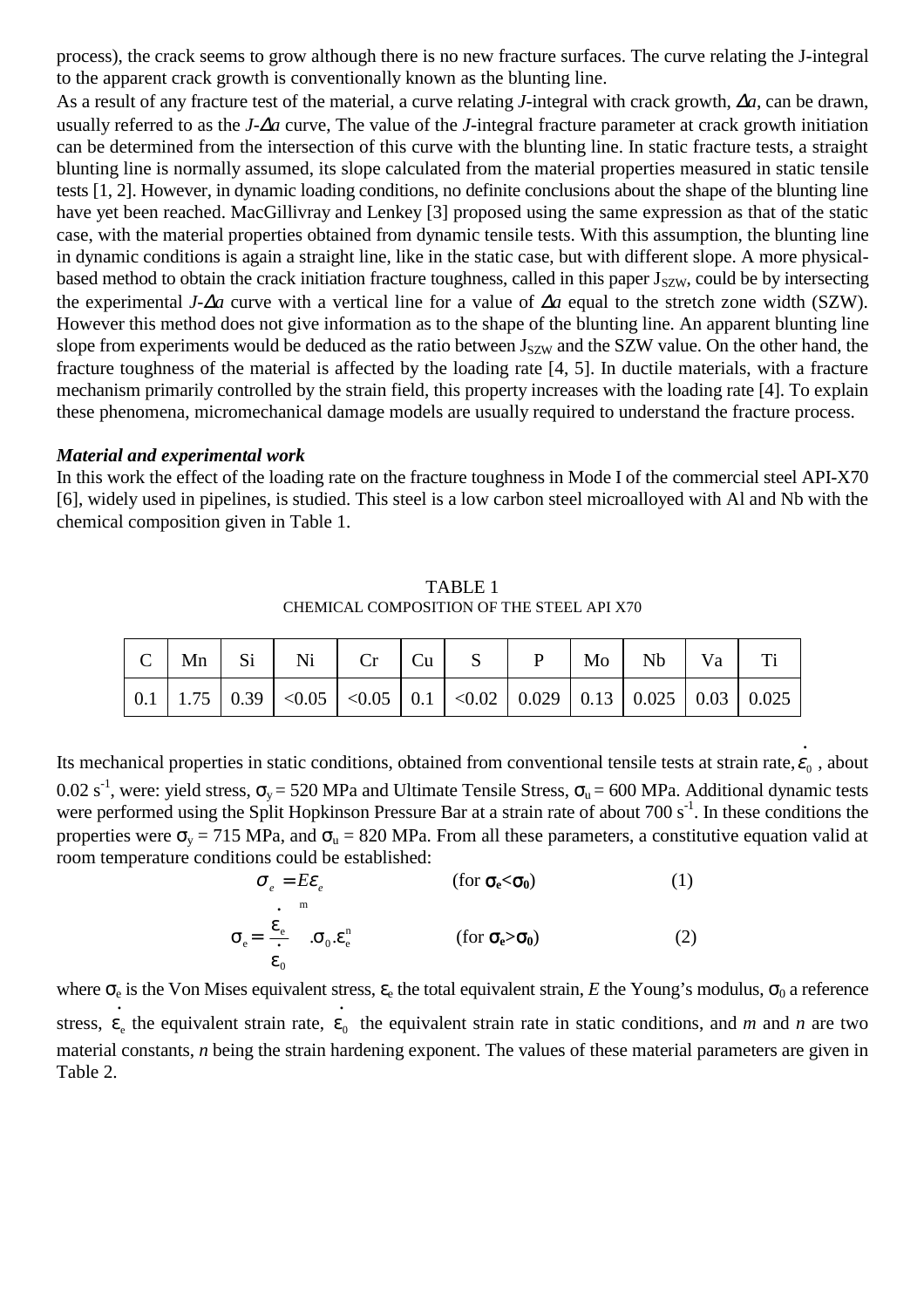process), the crack seems to grow although there is no new fracture surfaces. The curve relating the J-integral to the apparent crack growth is conventionally known as the blunting line.

As a result of any fracture test of the material, a curve relating *J*-integral with crack growth, $\Delta a$, can be drawn, usually referred to as the $J$-$\Delta a$ curve, The value of the *J*-integral fracture parameter at crack growth initiation can be determined from the intersection of this curve with the blunting line. In static fracture tests, a straight blunting line is normally assumed, its slope calculated from the material properties measured in static tensile tests [1, 2]. However, in dynamic loading conditions, no definite conclusions about the shape of the blunting line have yet been reached. MacGillivray and Lenkey [3] proposed using the same expression as that of the static case, with the material properties obtained from dynamic tensile tests. With this assumption, the blunting line in dynamic conditions is again a straight line, like in the static case, but with different slope. A more physical-based method to obtain the crack initiation fracture toughness, called in this paper $J_{SZW}$, could be by intersecting the experimental $J$-$\Delta a$ curve with a vertical line for a value of $\Delta a$ equal to the stretch zone width (SZW). However this method does not give information as to the shape of the blunting line. An apparent blunting line slope from experiments would be deduced as the ratio between $J_{SZW}$ and the SZW value. On the other hand, the fracture toughness of the material is affected by the loading rate [4, 5]. In ductile materials, with a fracture mechanism primarily controlled by the strain field, this property increases with the loading rate [4]. To explain these phenomena, micromechanical damage models are usually required to understand the fracture process.

***Material and experimental work***

In this work the effect of the loading rate on the fracture toughness in Mode I of the commercial steel API-X70 [6], widely used in pipelines, is studied. This steel is a low carbon steel microalloyed with Al and Nb with the chemical composition given in Table 1.

TABLE 1
CHEMICAL COMPOSITION OF THE STEEL API X70

| C | Mn | Si | Ni | Cr | Cu | S | P | Mo | Nb | Va | Ti |
|---|---|---|---|---|---|---|---|---|---|---|---|
| 0.1 | 1.75 | 0.39 | <0.05 | <0.05 | 0.1 | <0.02 | 0.029 | 0.13 | 0.025 | 0.03 | 0.025 |

Its mechanical properties in static conditions, obtained from conventional tensile tests at strain rate, $\dot{\varepsilon}_0$ , about 0.02 $s^{-1}$, were: yield stress, $\sigma_y = 520$ MPa and Ultimate Tensile Stress, $\sigma_u = 600$ MPa. Additional dynamic tests were performed using the Split Hopkinson Pressure Bar at a strain rate of about 700 $s^{-1}$. In these conditions the properties were $\sigma_y = 715$ MPa, and $\sigma_u = 820$ MPa. From all these parameters, a constitutive equation valid at room temperature conditions could be established:

$$\sigma_e = E\varepsilon_e \qquad \text{(for } \sigma_e < \sigma_0\text{)} \qquad (1)$$

$$\sigma_e = \left(\frac{\dot{\varepsilon}_e}{\dot{\varepsilon}_0}\right)^m . \sigma_0 . \varepsilon_e^n \qquad \text{(for } \sigma_e > \sigma_0\text{)} \qquad (2)$$

where $\sigma_e$ is the Von Mises equivalent stress, $\varepsilon_e$ the total equivalent strain, *E* the Young's modulus, $\sigma_0$ a reference stress, $\dot{\varepsilon}_e$ the equivalent strain rate, $\dot{\varepsilon}_0$ the equivalent strain rate in static conditions, and *m* and *n* are two material constants, *n* being the strain hardening exponent. The values of these material parameters are given in Table 2.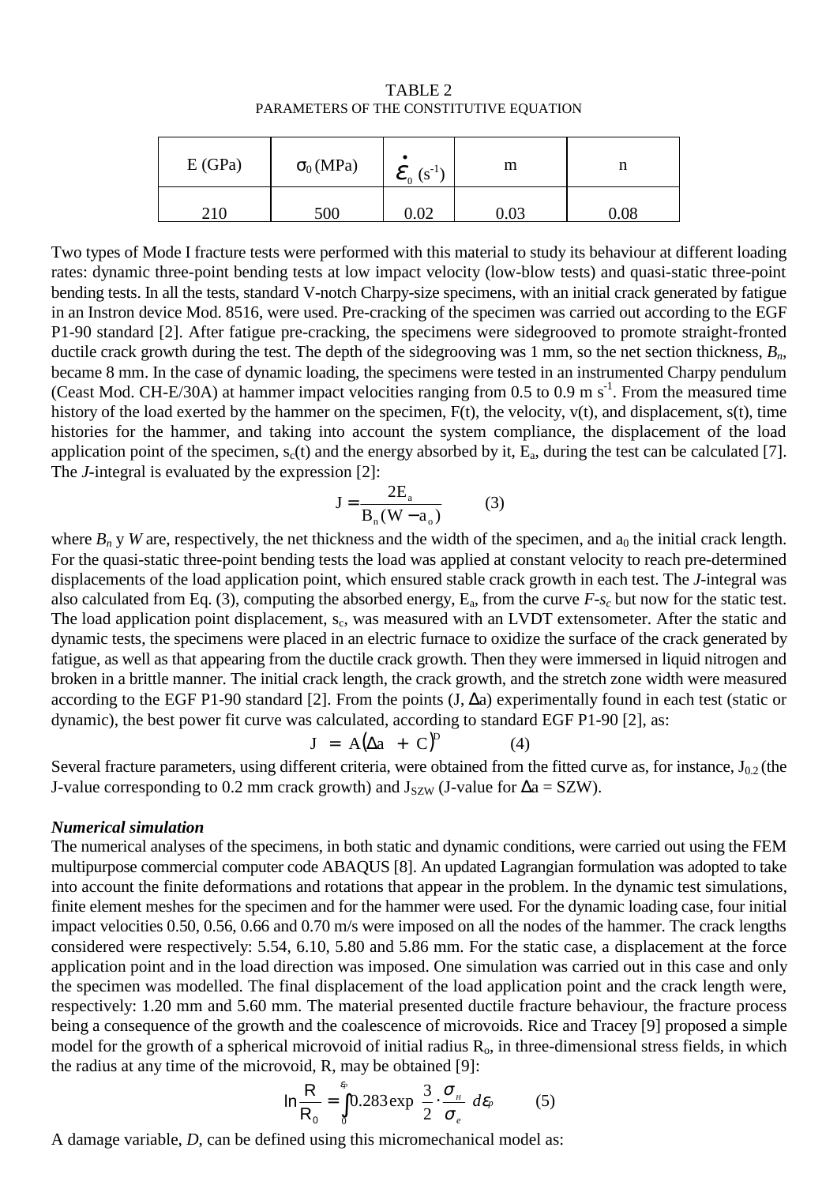TABLE 2
PARAMETERS OF THE CONSTITUTIVE EQUATION

| E (GPa) | $\sigma_0$ (MPa) | $\dot{\varepsilon}_0$ ($s^{-1}$) | m | n |
|---|---|---|---|---|
| 210 | 500 | 0.02 | 0.03 | 0.08 |

Two types of Mode I fracture tests were performed with this material to study its behaviour at different loading rates: dynamic three-point bending tests at low impact velocity (low-blow tests) and quasi-static three-point bending tests. In all the tests, standard V-notch Charpy-size specimens, with an initial crack generated by fatigue in an Instron device Mod. 8516, were used. Pre-cracking of the specimen was carried out according to the EGF P1-90 standard [2]. After fatigue pre-cracking, the specimens were sidegrooved to promote straight-fronted ductile crack growth during the test. The depth of the sidegrooving was 1 mm, so the net section thickness, $B_n$, became 8 mm. In the case of dynamic loading, the specimens were tested in an instrumented Charpy pendulum (Ceast Mod. CH-E/30A) at hammer impact velocities ranging from 0.5 to 0.9 m $s^{-1}$. From the measured time history of the load exerted by the hammer on the specimen, F(t), the velocity, v(t), and displacement, s(t), time histories for the hammer, and taking into account the system compliance, the displacement of the load application point of the specimen, $s_c(t)$ and the energy absorbed by it, $E_a$, during the test can be calculated [7]. The *J*-integral is evaluated by the expression [2]:

$$J = \frac{2E_a}{B_n(W - a_o)} \qquad (3)$$

where $B_n$ y $W$ are, respectively, the net thickness and the width of the specimen, and $a_0$ the initial crack length. For the quasi-static three-point bending tests the load was applied at constant velocity to reach pre-determined displacements of the load application point, which ensured stable crack growth in each test. The *J*-integral was also calculated from Eq. (3), computing the absorbed energy, $E_a$, from the curve $F$-$s_c$ but now for the static test. The load application point displacement, $s_c$, was measured with an LVDT extensometer. After the static and dynamic tests, the specimens were placed in an electric furnace to oxidize the surface of the crack generated by fatigue, as well as that appearing from the ductile crack growth. Then they were immersed in liquid nitrogen and broken in a brittle manner. The initial crack length, the crack growth, and the stretch zone width were measured according to the EGF P1-90 standard [2]. From the points (J, $\Delta$a) experimentally found in each test (static or dynamic), the best power fit curve was calculated, according to standard EGF P1-90 [2], as:

$$J = A(\Delta a + C)^D \qquad (4)$$

Several fracture parameters, using different criteria, were obtained from the fitted curve as, for instance, $J_{0.2}$ (the J-value corresponding to 0.2 mm crack growth) and $J_{SZW}$ (J-value for $\Delta$a = SZW).

***Numerical simulation***

The numerical analyses of the specimens, in both static and dynamic conditions, were carried out using the FEM multipurpose commercial computer code ABAQUS [8]. An updated Lagrangian formulation was adopted to take into account the finite deformations and rotations that appear in the problem. In the dynamic test simulations, finite element meshes for the specimen and for the hammer were used. For the dynamic loading case, four initial impact velocities 0.50, 0.56, 0.66 and 0.70 m/s were imposed on all the nodes of the hammer. The crack lengths considered were respectively: 5.54, 6.10, 5.80 and 5.86 mm. For the static case, a displacement at the force application point and in the load direction was imposed. One simulation was carried out in this case and only the specimen was modelled. The final displacement of the load application point and the crack length were, respectively: 1.20 mm and 5.60 mm. The material presented ductile fracture behaviour, the fracture process being a consequence of the growth and the coalescence of microvoids. Rice and Tracey [9] proposed a simple model for the growth of a spherical microvoid of initial radius $R_o$, in three-dimensional stress fields, in which the radius at any time of the microvoid, R, may be obtained [9]:

$$\ln\frac{R}{R_0} = \int_0^{\varepsilon_p} 0.283 \exp\left(\frac{3}{2}\cdot\frac{\sigma_H}{\sigma_e}\right) d\varepsilon_p \qquad (5)$$

A damage variable, *D*, can be defined using this micromechanical model as: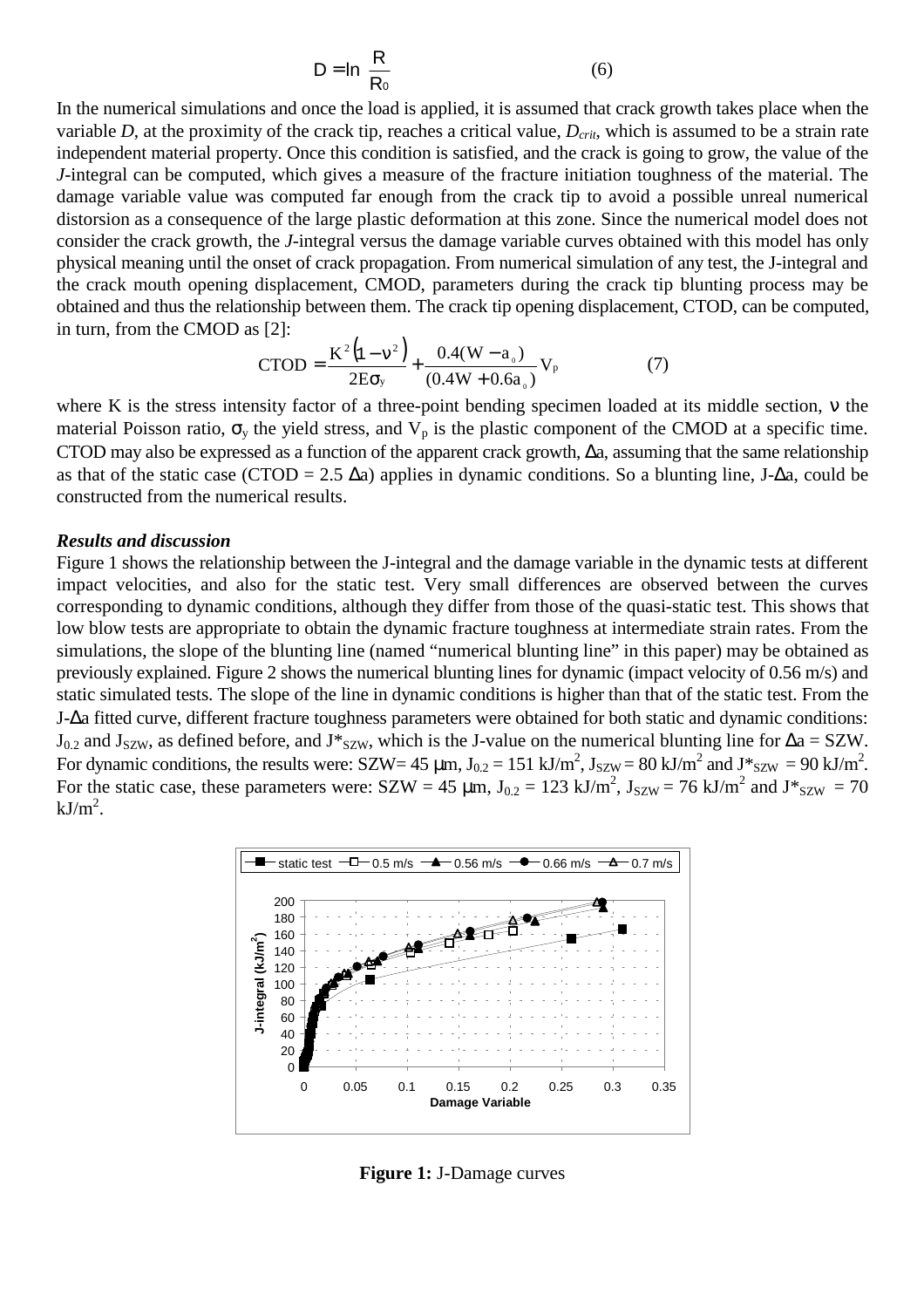$$D = \ln \frac{R}{R_0} \tag{6}$$

In the numerical simulations and once the load is applied, it is assumed that crack growth takes place when the variable *D*, at the proximity of the crack tip, reaches a critical value, $D_{crit}$, which is assumed to be a strain rate independent material property. Once this condition is satisfied, and the crack is going to grow, the value of the *J*-integral can be computed, which gives a measure of the fracture initiation toughness of the material. The damage variable value was computed far enough from the crack tip to avoid a possible unreal numerical distorsion as a consequence of the large plastic deformation at this zone. Since the numerical model does not consider the crack growth, the *J*-integral versus the damage variable curves obtained with this model has only physical meaning until the onset of crack propagation. From numerical simulation of any test, the J-integral and the crack mouth opening displacement, CMOD, parameters during the crack tip blunting process may be obtained and thus the relationship between them. The crack tip opening displacement, CTOD, can be computed, in turn, from the CMOD as [2]:

$$\mathrm{CTOD} = \frac{K^2\left(1-\nu^2\right)}{2E\sigma_y} + \frac{0.4(W-a_o)}{(0.4W+0.6a_o)}V_p \tag{7}$$

where K is the stress intensity factor of a three-point bending specimen loaded at its middle section, $\nu$ the material Poisson ratio, $\sigma_y$ the yield stress, and $V_p$ is the plastic component of the CMOD at a specific time. CTOD may also be expressed as a function of the apparent crack growth, $\Delta a$, assuming that the same relationship as that of the static case (CTOD = 2.5 $\Delta a$) applies in dynamic conditions. So a blunting line, J-$\Delta a$, could be constructed from the numerical results.

***Results and discussion***

Figure 1 shows the relationship between the J-integral and the damage variable in the dynamic tests at different impact velocities, and also for the static test. Very small differences are observed between the curves corresponding to dynamic conditions, although they differ from those of the quasi-static test. This shows that low blow tests are appropriate to obtain the dynamic fracture toughness at intermediate strain rates. From the simulations, the slope of the blunting line (named "numerical blunting line" in this paper) may be obtained as previously explained. Figure 2 shows the numerical blunting lines for dynamic (impact velocity of 0.56 m/s) and static simulated tests. The slope of the line in dynamic conditions is higher than that of the static test. From the J-$\Delta a$ fitted curve, different fracture toughness parameters were obtained for both static and dynamic conditions: $J_{0.2}$ and $J_{SZW}$, as defined before, and $J^*_{SZW}$, which is the J-value on the numerical blunting line for $\Delta a$ = SZW. For dynamic conditions, the results were: SZW= 45 μm, $J_{0.2}$ = 151 kJ/m$^2$, $J_{SZW}$ = 80 kJ/m$^2$ and $J^*_{SZW}$ = 90 kJ/m$^2$. For the static case, these parameters were: SZW = 45 μm, $J_{0.2}$ = 123 kJ/m$^2$, $J_{SZW}$ = 76 kJ/m$^2$ and $J^*_{SZW}$ = 70 kJ/m$^2$.

**Figure 1:** J-Damage curves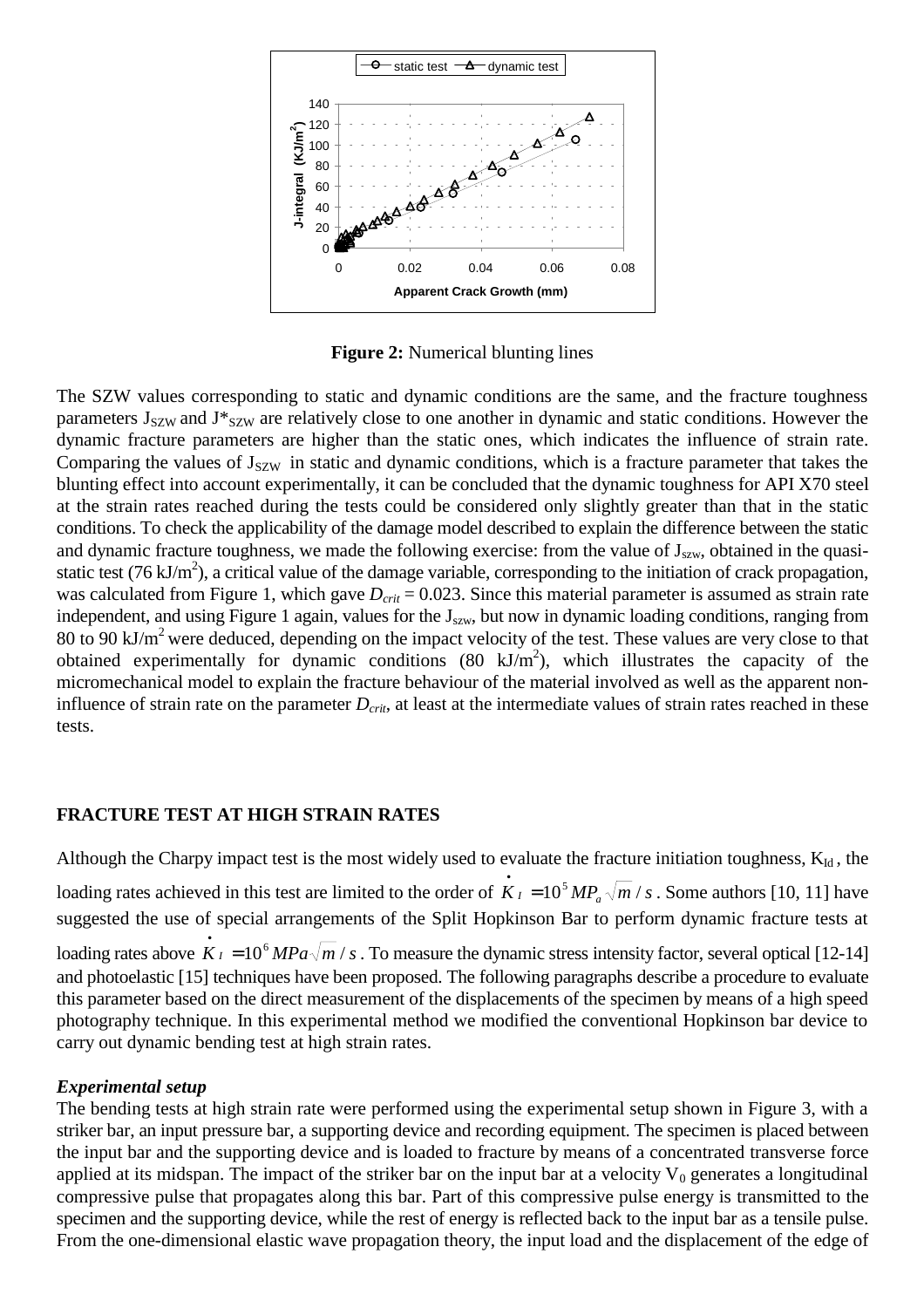**Figure 2:** Numerical blunting lines

The SZW values corresponding to static and dynamic conditions are the same, and the fracture toughness parameters $J_{SZW}$ and $J^*_{SZW}$ are relatively close to one another in dynamic and static conditions. However the dynamic fracture parameters are higher than the static ones, which indicates the influence of strain rate. Comparing the values of $J_{SZW}$ in static and dynamic conditions, which is a fracture parameter that takes the blunting effect into account experimentally, it can be concluded that the dynamic toughness for API X70 steel at the strain rates reached during the tests could be considered only slightly greater than that in the static conditions. To check the applicability of the damage model described to explain the difference between the static and dynamic fracture toughness, we made the following exercise: from the value of $J_{szw}$, obtained in the quasi-static test (76 kJ/m$^2$), a critical value of the damage variable, corresponding to the initiation of crack propagation, was calculated from Figure 1, which gave $D_{crit} = 0.023$. Since this material parameter is assumed as strain rate independent, and using Figure 1 again, values for the $J_{szw}$, but now in dynamic loading conditions, ranging from 80 to 90 kJ/m$^2$ were deduced, depending on the impact velocity of the test. These values are very close to that obtained experimentally for dynamic conditions (80 kJ/m$^2$), which illustrates the capacity of the micromechanical model to explain the fracture behaviour of the material involved as well as the apparent non-influence of strain rate on the parameter $D_{crit}$, at least at the intermediate values of strain rates reached in these tests.

## FRACTURE TEST AT HIGH STRAIN RATES

Although the Charpy impact test is the most widely used to evaluate the fracture initiation toughness, $K_{Id}$, the loading rates achieved in this test are limited to the order of $\dot{K}_I = 10^5\, MP_a\sqrt{m}/s$. Some authors [10, 11] have suggested the use of special arrangements of the Split Hopkinson Bar to perform dynamic fracture tests at loading rates above $\dot{K}_I = 10^6\, MPa\sqrt{m}/s$. To measure the dynamic stress intensity factor, several optical [12-14] and photoelastic [15] techniques have been proposed. The following paragraphs describe a procedure to evaluate this parameter based on the direct measurement of the displacements of the specimen by means of a high speed photography technique. In this experimental method we modified the conventional Hopkinson bar device to carry out dynamic bending test at high strain rates.

### *Experimental setup*

The bending tests at high strain rate were performed using the experimental setup shown in Figure 3, with a striker bar, an input pressure bar, a supporting device and recording equipment. The specimen is placed between the input bar and the supporting device and is loaded to fracture by means of a concentrated transverse force applied at its midspan. The impact of the striker bar on the input bar at a velocity $V_0$ generates a longitudinal compressive pulse that propagates along this bar. Part of this compressive pulse energy is transmitted to the specimen and the supporting device, while the rest of energy is reflected back to the input bar as a tensile pulse. From the one-dimensional elastic wave propagation theory, the input load and the displacement of the edge of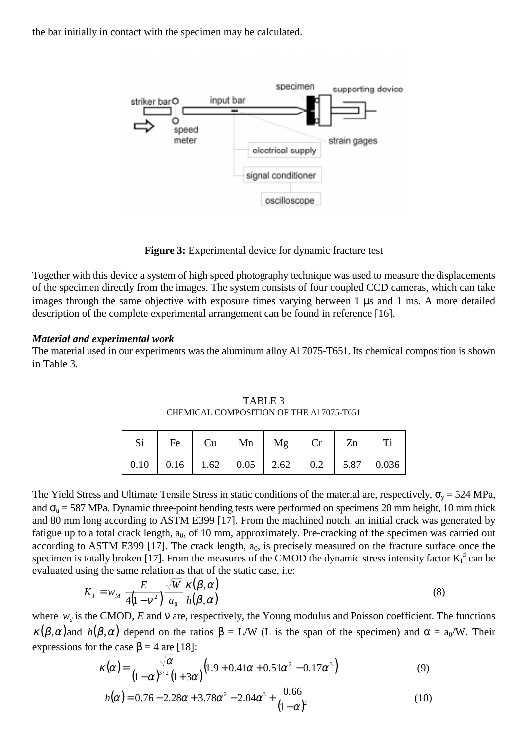the bar initially in contact with the specimen may be calculated.

**Figure 3:** Experimental device for dynamic fracture test

Together with this device a system of high speed photography technique was used to measure the displacements of the specimen directly from the images. The system consists of four coupled CCD cameras, which can take images through the same objective with exposure times varying between 1 μs and 1 ms. A more detailed description of the complete experimental arrangement can be found in reference [16].

***Material and experimental work***

The material used in our experiments was the aluminum alloy Al 7075-T651. Its chemical composition is shown in Table 3.

TABLE 3
CHEMICAL COMPOSITION OF THE Al 7075-T651

| Si | Fe | Cu | Mn | Mg | Cr | Zn | Ti |
|---|---|---|---|---|---|---|---|
| 0.10 | 0.16 | 1.62 | 0.05 | 2.62 | 0.2 | 5.87 | 0.036 |

The Yield Stress and Ultimate Tensile Stress in static conditions of the material are, respectively, $\sigma_y$ = 524 MPa, and $\sigma_u$ = 587 MPa. Dynamic three-point bending tests were performed on specimens 20 mm height, 10 mm thick and 80 mm long according to ASTM E399 [17]. From the machined notch, an initial crack was generated by fatigue up to a total crack length, $a_0$, of 10 mm, approximately. Pre-cracking of the specimen was carried out according to ASTM E399 [17]. The crack length, $a_0$, is precisely measured on the fracture surface once the specimen is totally broken [17]. From the measures of the CMOD the dynamic stress intensity factor $K_I^d$ can be evaluated using the same relation as that of the static case, i.e:

$$K_I = w_M \frac{E}{4(1-\nu^2)} \frac{\sqrt{W}}{a_0} \frac{\kappa(\beta,\alpha)}{h(\beta,\alpha)} \tag{8}$$

where $w_d$ is the CMOD, $E$ and $\nu$ are, respectively, the Young modulus and Poisson coefficient. The functions $\kappa(\beta,\alpha)$ and $h(\beta,\alpha)$ depend on the ratios $\beta$ = L/W (L is the span of the specimen) and $\alpha = a_0/W$. Their expressions for the case $\beta$ = 4 are [18]:

$$\kappa(\alpha) = \frac{\sqrt{\alpha}}{(1-\alpha)^{3/2}(1+3\alpha)}\left(1.9 + 0.41\alpha + 0.51\alpha^2 - 0.17\alpha^3\right) \tag{9}$$

$$h(\alpha) = 0.76 - 2.28\alpha + 3.78\alpha^2 - 2.04\alpha^3 + \frac{0.66}{(1-\alpha)^2} \tag{10}$$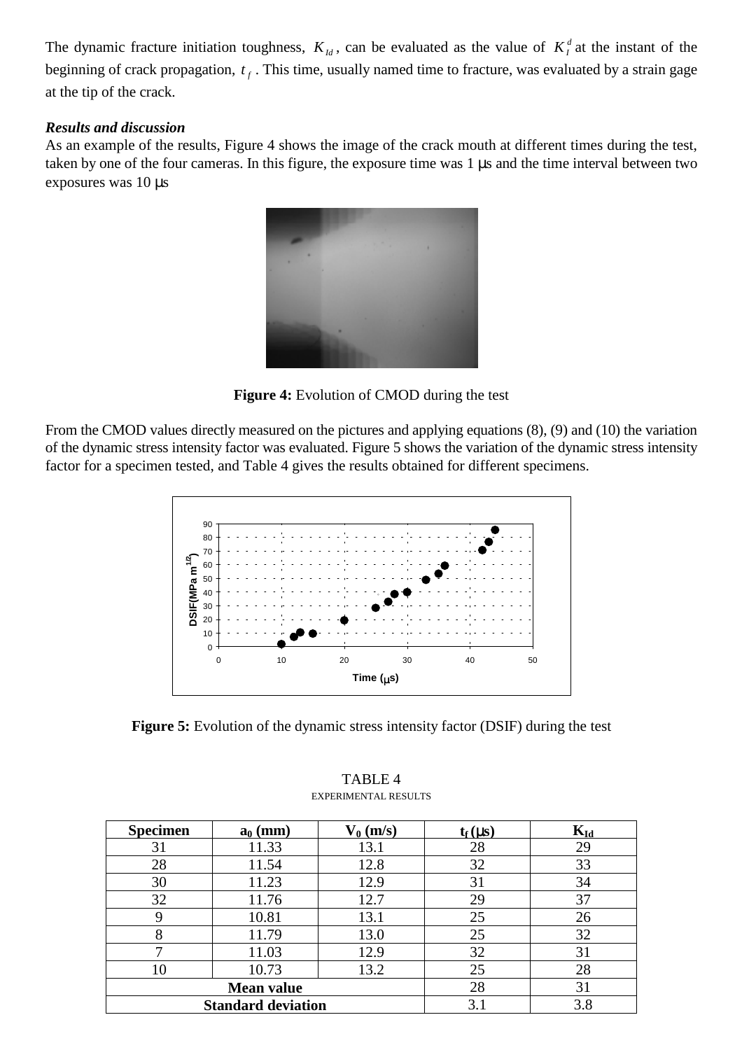The dynamic fracture initiation toughness, $K_{Id}$, can be evaluated as the value of $K_I^d$ at the instant of the beginning of crack propagation, $t_f$. This time, usually named time to fracture, was evaluated by a strain gage at the tip of the crack.

***Results and discussion***

As an example of the results, Figure 4 shows the image of the crack mouth at different times during the test, taken by one of the four cameras. In this figure, the exposure time was 1 μs and the time interval between two exposures was 10 μs

**Figure 4:** Evolution of CMOD during the test

From the CMOD values directly measured on the pictures and applying equations (8), (9) and (10) the variation of the dynamic stress intensity factor was evaluated. Figure 5 shows the variation of the dynamic stress intensity factor for a specimen tested, and Table 4 gives the results obtained for different specimens.

**Figure 5:** Evolution of the dynamic stress intensity factor (DSIF) during the test

TABLE 4
EXPERIMENTAL RESULTS

| Specimen | $a_0$ (mm) | $V_0$ (m/s) | $t_f$ (μs) | $K_{Id}$ |
|---|---|---|---|---|
| 31 | 11.33 | 13.1 | 28 | 29 |
| 28 | 11.54 | 12.8 | 32 | 33 |
| 30 | 11.23 | 12.9 | 31 | 34 |
| 32 | 11.76 | 12.7 | 29 | 37 |
| 9 | 10.81 | 13.1 | 25 | 26 |
| 8 | 11.79 | 13.0 | 25 | 32 |
| 7 | 11.03 | 12.9 | 32 | 31 |
| 10 | 10.73 | 13.2 | 25 | 28 |
| **Mean value** | | | 28 | 31 |
| **Standard deviation** | | | 3.1 | 3.8 |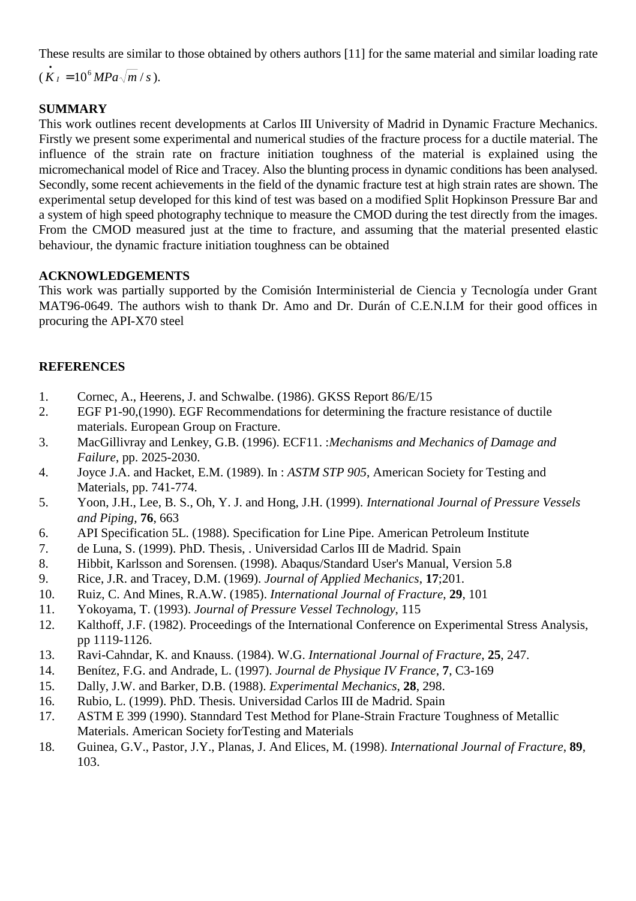These results are similar to those obtained by others authors [11] for the same material and similar loading rate ($\dot{K}_I = 10^6\, MPa\sqrt{m}/s$).

**SUMMARY**

This work outlines recent developments at Carlos III University of Madrid in Dynamic Fracture Mechanics. Firstly we present some experimental and numerical studies of the fracture process for a ductile material. The influence of the strain rate on fracture initiation toughness of the material is explained using the micromechanical model of Rice and Tracey. Also the blunting process in dynamic conditions has been analysed. Secondly, some recent achievements in the field of the dynamic fracture test at high strain rates are shown. The experimental setup developed for this kind of test was based on a modified Split Hopkinson Pressure Bar and a system of high speed photography technique to measure the CMOD during the test directly from the images. From the CMOD measured just at the time to fracture, and assuming that the material presented elastic behaviour, the dynamic fracture initiation toughness can be obtained

**ACKNOWLEDGEMENTS**

This work was partially supported by the Comisión Interministerial de Ciencia y Tecnología under Grant MAT96-0649. The authors wish to thank Dr. Amo and Dr. Durán of C.E.N.I.M for their good offices in procuring the API-X70 steel

**REFERENCES**

1. Cornec, A., Heerens, J. and Schwalbe. (1986). GKSS Report 86/E/15
2. EGF P1-90,(1990). EGF Recommendations for determining the fracture resistance of ductile materials. European Group on Fracture.
3. MacGillivray and Lenkey, G.B. (1996). ECF11. :*Mechanisms and Mechanics of Damage and Failure*, pp. 2025-2030.
4. Joyce J.A. and Hacket, E.M. (1989). In : *ASTM STP 905*, American Society for Testing and Materials, pp. 741-774.
5. Yoon, J.H., Lee, B. S., Oh, Y. J. and Hong, J.H. (1999). *International Journal of Pressure Vessels and Piping*, **76**, 663
6. API Specification 5L. (1988). Specification for Line Pipe. American Petroleum Institute
7. de Luna, S. (1999). PhD. Thesis, . Universidad Carlos III de Madrid. Spain
8. Hibbit, Karlsson and Sorensen. (1998). Abaqus/Standard User's Manual, Version 5.8
9. Rice, J.R. and Tracey, D.M. (1969). *Journal of Applied Mechanics*, **17**;201.
10. Ruiz, C. And Mines, R.A.W. (1985). *International Journal of Fracture*, **29**, 101
11. Yokoyama, T. (1993). *Journal of Pressure Vessel Technology*, 115
12. Kalthoff, J.F. (1982). Proceedings of the International Conference on Experimental Stress Analysis, pp 1119-1126.
13. Ravi-Cahndar, K. and Knauss. (1984). W.G. *International Journal of Fracture*, **25**, 247.
14. Benítez, F.G. and Andrade, L. (1997). *Journal de Physique IV France*, **7**, C3-169
15. Dally, J.W. and Barker, D.B. (1988). *Experimental Mechanics*, **28**, 298.
16. Rubio, L. (1999). PhD. Thesis. Universidad Carlos III de Madrid. Spain
17. ASTM E 399 (1990). Stanndard Test Method for Plane-Strain Fracture Toughness of Metallic Materials. American Society forTesting and Materials
18. Guinea, G.V., Pastor, J.Y., Planas, J. And Elices, M. (1998). *International Journal of Fracture*, **89**, 103.